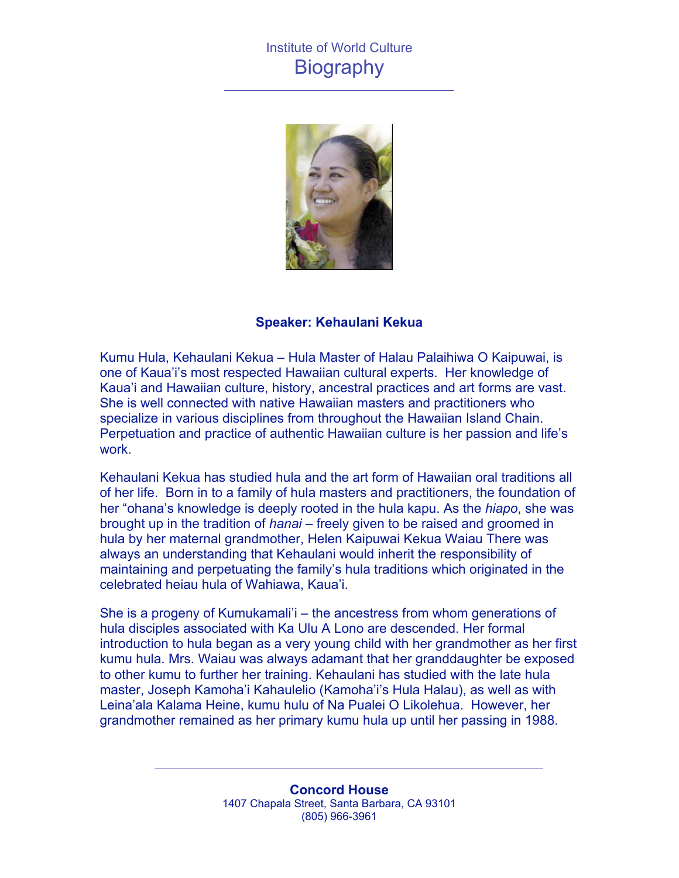Institute of World Culture

# Biography

**Speaker: Kehaulani Kekua**

Kumu Hula, Kehaulani Kekua – Hula Master of Halau Palaihiwa O Kaipuwai, is one of Kaua'i's most respected Hawaiian cultural experts. Her knowledge of Kaua'i and Hawaiian culture, history, ancestral practices and art forms are vast. She is well connected with native Hawaiian masters and practitioners who specialize in various disciplines from throughout the Hawaiian Island Chain. Perpetuation and practice of authentic Hawaiian culture is her passion and life's work.

Kehaulani Kekua has studied hula and the art form of Hawaiian oral traditions all of her life. Born in to a family of hula masters and practitioners, the foundation of her "ohana's knowledge is deeply rooted in the hula kapu. As the *hiapo*, she was brought up in the tradition of *hanai* – freely given to be raised and groomed in hula by her maternal grandmother, Helen Kaipuwai Kekua Waiau There was always an understanding that Kehaulani would inherit the responsibility of maintaining and perpetuating the family's hula traditions which originated in the celebrated heiau hula of Wahiawa, Kaua'i.

She is a progeny of Kumukamali'i – the ancestress from whom generations of hula disciples associated with Ka Ulu A Lono are descended. Her formal introduction to hula began as a very young child with her grandmother as her first kumu hula. Mrs. Waiau was always adamant that her granddaughter be exposed to other kumu to further her training. Kehaulani has studied with the late hula master, Joseph Kamoha'i Kahaulelio (Kamoha'i's Hula Halau), as well as with Leina'ala Kalama Heine, kumu hulu of Na Pualei O Likolehua. However, her grandmother remained as her primary kumu hula up until her passing in 1988.

**Concord House**
1407 Chapala Street, Santa Barbara, CA 93101
(805) 966-3961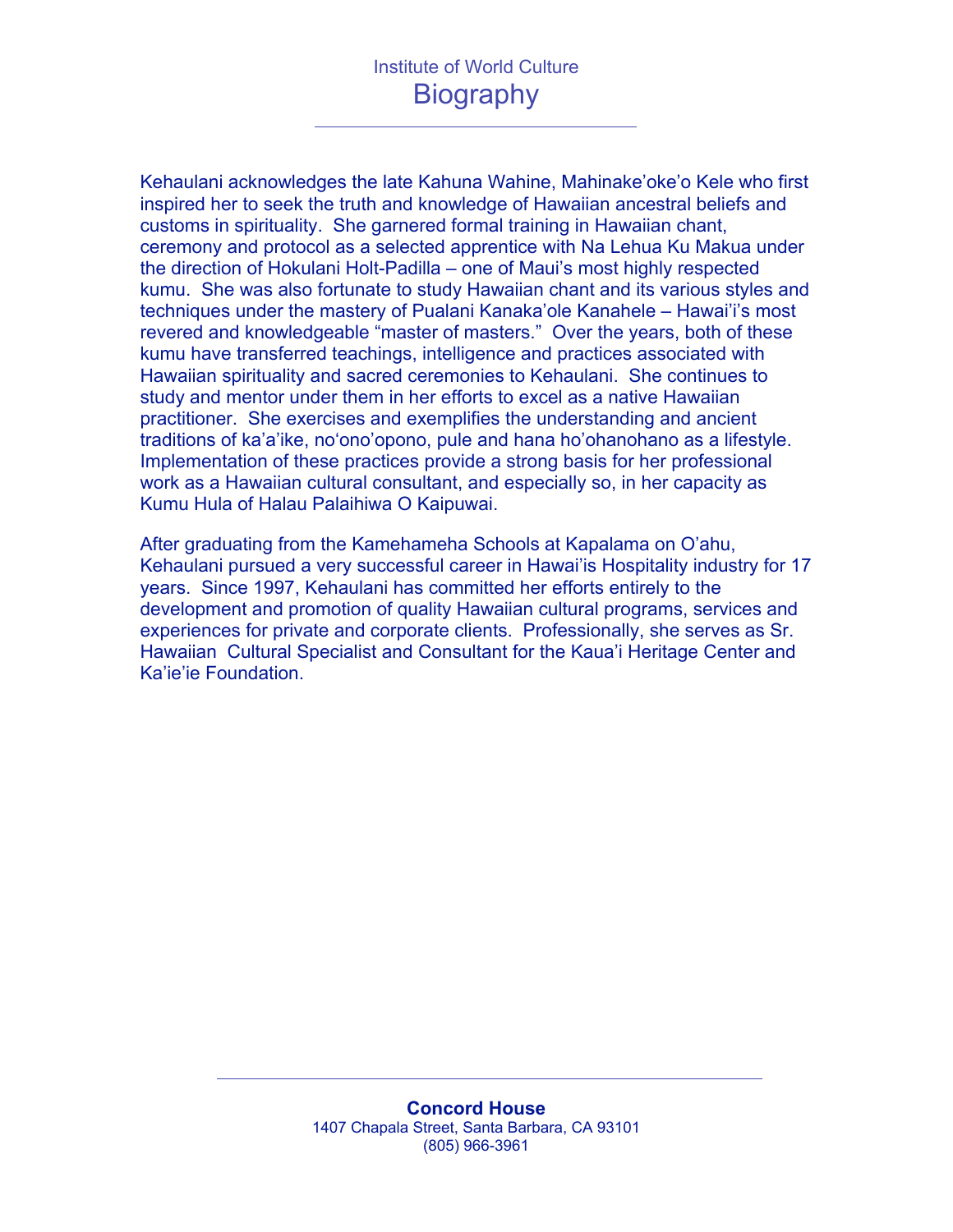Institute of World Culture

# Biography

Kehaulani acknowledges the late Kahuna Wahine, Mahinake'oke'o Kele who first inspired her to seek the truth and knowledge of Hawaiian ancestral beliefs and customs in spirituality. She garnered formal training in Hawaiian chant, ceremony and protocol as a selected apprentice with Na Lehua Ku Makua under the direction of Hokulani Holt-Padilla – one of Maui's most highly respected kumu. She was also fortunate to study Hawaiian chant and its various styles and techniques under the mastery of Pualani Kanaka'ole Kanahele – Hawai'i's most revered and knowledgeable "master of masters." Over the years, both of these kumu have transferred teachings, intelligence and practices associated with Hawaiian spirituality and sacred ceremonies to Kehaulani. She continues to study and mentor under them in her efforts to excel as a native Hawaiian practitioner. She exercises and exemplifies the understanding and ancient traditions of ka'a'ike, no'ono'opono, pule and hana ho'ohanohano as a lifestyle. Implementation of these practices provide a strong basis for her professional work as a Hawaiian cultural consultant, and especially so, in her capacity as Kumu Hula of Halau Palaihiwa O Kaipuwai.

After graduating from the Kamehameha Schools at Kapalama on O'ahu, Kehaulani pursued a very successful career in Hawai'is Hospitality industry for 17 years. Since 1997, Kehaulani has committed her efforts entirely to the development and promotion of quality Hawaiian cultural programs, services and experiences for private and corporate clients. Professionally, she serves as Sr. Hawaiian Cultural Specialist and Consultant for the Kaua'i Heritage Center and Ka'ie'ie Foundation.

**Concord House**
1407 Chapala Street, Santa Barbara, CA 93101
(805) 966-3961